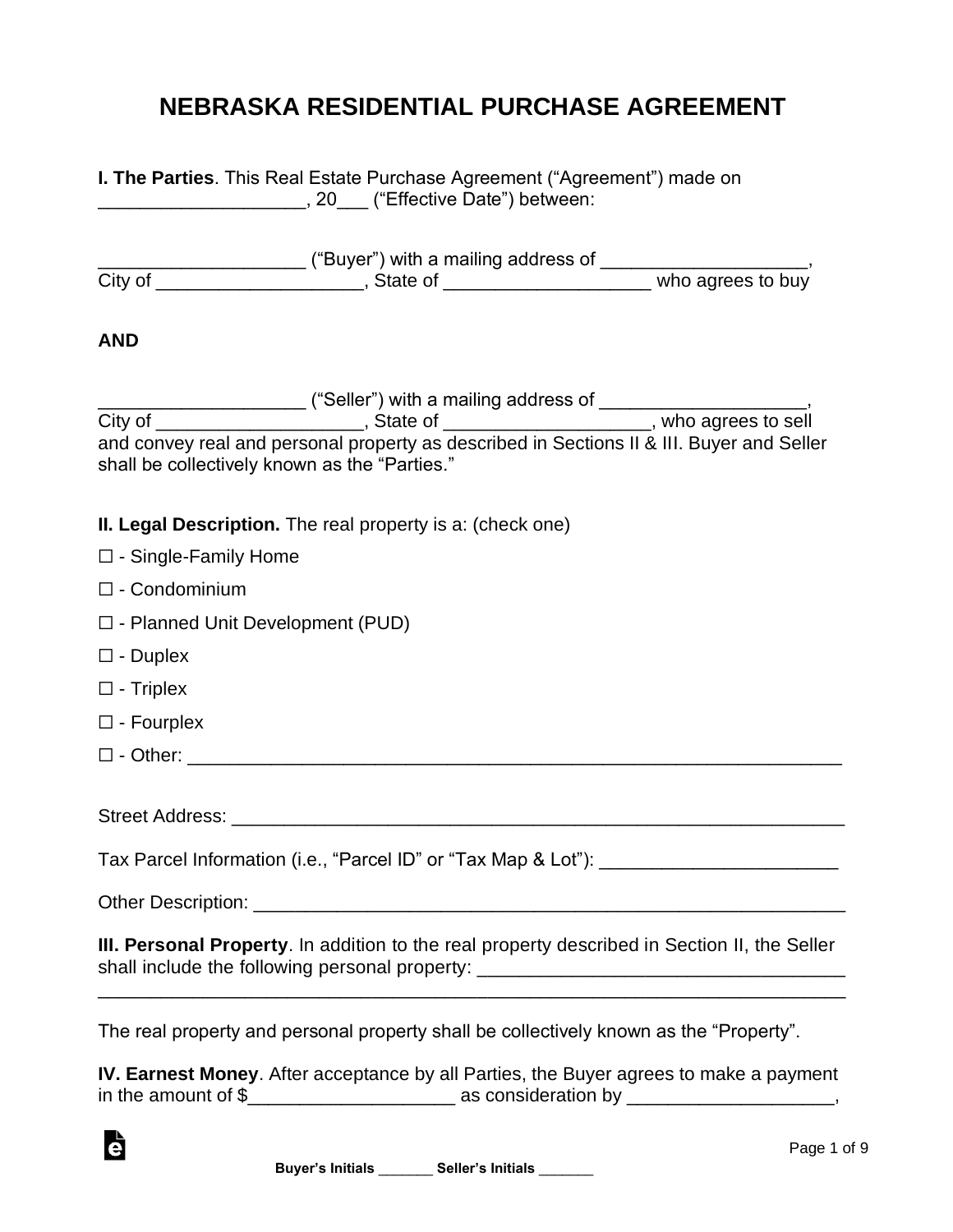# NEBRASKA RESIDENTIAL PURCHASE AGREEMENT

**I. The Parties**. This Real Estate Purchase Agreement ("Agreement") made on ____________________, 20___ ("Effective Date") between:

____________________ ("Buyer") with a mailing address of ____________________, City of ____________________, State of ____________________ who agrees to buy

**AND**

____________________ ("Seller") with a mailing address of ____________________, City of ____________________, State of ____________________, who agrees to sell and convey real and personal property as described in Sections II & III. Buyer and Seller shall be collectively known as the "Parties."

**II. Legal Description.** The real property is a: (check one)

☐ - Single-Family Home

☐ - Condominium

☐ - Planned Unit Development (PUD)

☐ - Duplex

☐ - Triplex

☐ - Fourplex

☐ - Other: ________________________________________________________________

Street Address: ____________________________________________________________

Tax Parcel Information (i.e., "Parcel ID" or "Tax Map & Lot"): ______________________

Other Description: _________________________________________________________

**III. Personal Property**. In addition to the real property described in Section II, the Seller shall include the following personal property: ___________________________________
__________________________________________________________________________

The real property and personal property shall be collectively known as the "Property".

**IV. Earnest Money**. After acceptance by all Parties, the Buyer agrees to make a payment in the amount of $____________________ as consideration by ____________________,

**Buyer's Initials** _______ **Seller's Initials** _______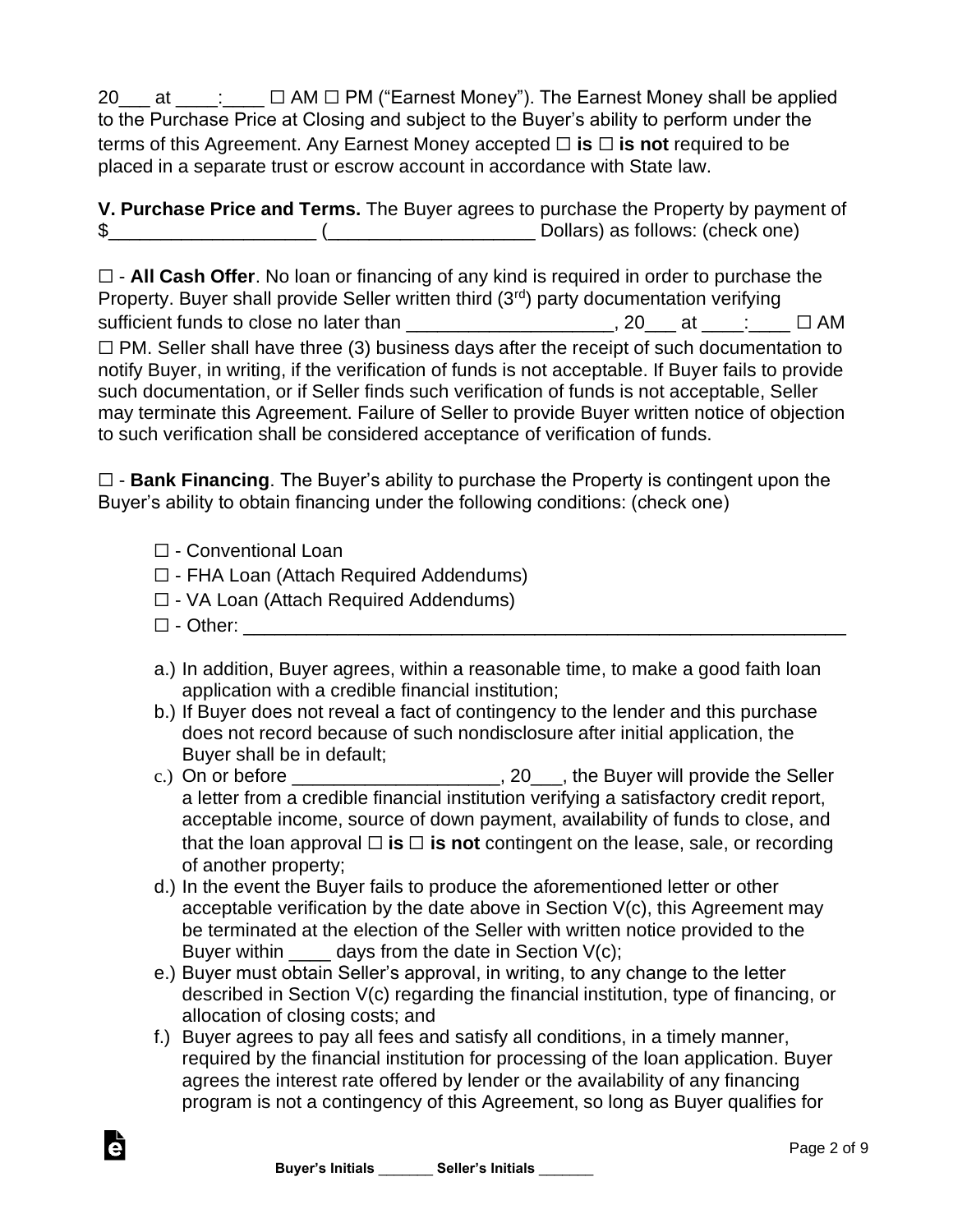20___ at ____:____ ☐ AM ☐ PM ("Earnest Money"). The Earnest Money shall be applied to the Purchase Price at Closing and subject to the Buyer's ability to perform under the terms of this Agreement. Any Earnest Money accepted ☐ **is** ☐ **is not** required to be placed in a separate trust or escrow account in accordance with State law.

**V. Purchase Price and Terms.** The Buyer agrees to purchase the Property by payment of $____________________ (____________________ Dollars) as follows: (check one)

☐ - **All Cash Offer**. No loan or financing of any kind is required in order to purchase the Property. Buyer shall provide Seller written third (3rd) party documentation verifying sufficient funds to close no later than ____________________, 20___ at ____:____ ☐ AM ☐ PM. Seller shall have three (3) business days after the receipt of such documentation to notify Buyer, in writing, if the verification of funds is not acceptable. If Buyer fails to provide such documentation, or if Seller finds such verification of funds is not acceptable, Seller may terminate this Agreement. Failure of Seller to provide Buyer written notice of objection to such verification shall be considered acceptance of verification of funds.

☐ - **Bank Financing**. The Buyer's ability to purchase the Property is contingent upon the Buyer's ability to obtain financing under the following conditions: (check one)

- ☐ - Conventional Loan
- ☐ - FHA Loan (Attach Required Addendums)
- ☐ - VA Loan (Attach Required Addendums)
- ☐ - Other: ____________________________________________________________

a.) In addition, Buyer agrees, within a reasonable time, to make a good faith loan application with a credible financial institution;

b.) If Buyer does not reveal a fact of contingency to the lender and this purchase does not record because of such nondisclosure after initial application, the Buyer shall be in default;

c.) On or before ____________________, 20___, the Buyer will provide the Seller a letter from a credible financial institution verifying a satisfactory credit report, acceptable income, source of down payment, availability of funds to close, and that the loan approval ☐ **is** ☐ **is not** contingent on the lease, sale, or recording of another property;

d.) In the event the Buyer fails to produce the aforementioned letter or other acceptable verification by the date above in Section V(c), this Agreement may be terminated at the election of the Seller with written notice provided to the Buyer within ____ days from the date in Section V(c);

e.) Buyer must obtain Seller's approval, in writing, to any change to the letter described in Section V(c) regarding the financial institution, type of financing, or allocation of closing costs; and

f.) Buyer agrees to pay all fees and satisfy all conditions, in a timely manner, required by the financial institution for processing of the loan application. Buyer agrees the interest rate offered by lender or the availability of any financing program is not a contingency of this Agreement, so long as Buyer qualifies for

**Buyer's Initials** _______ **Seller's Initials** _______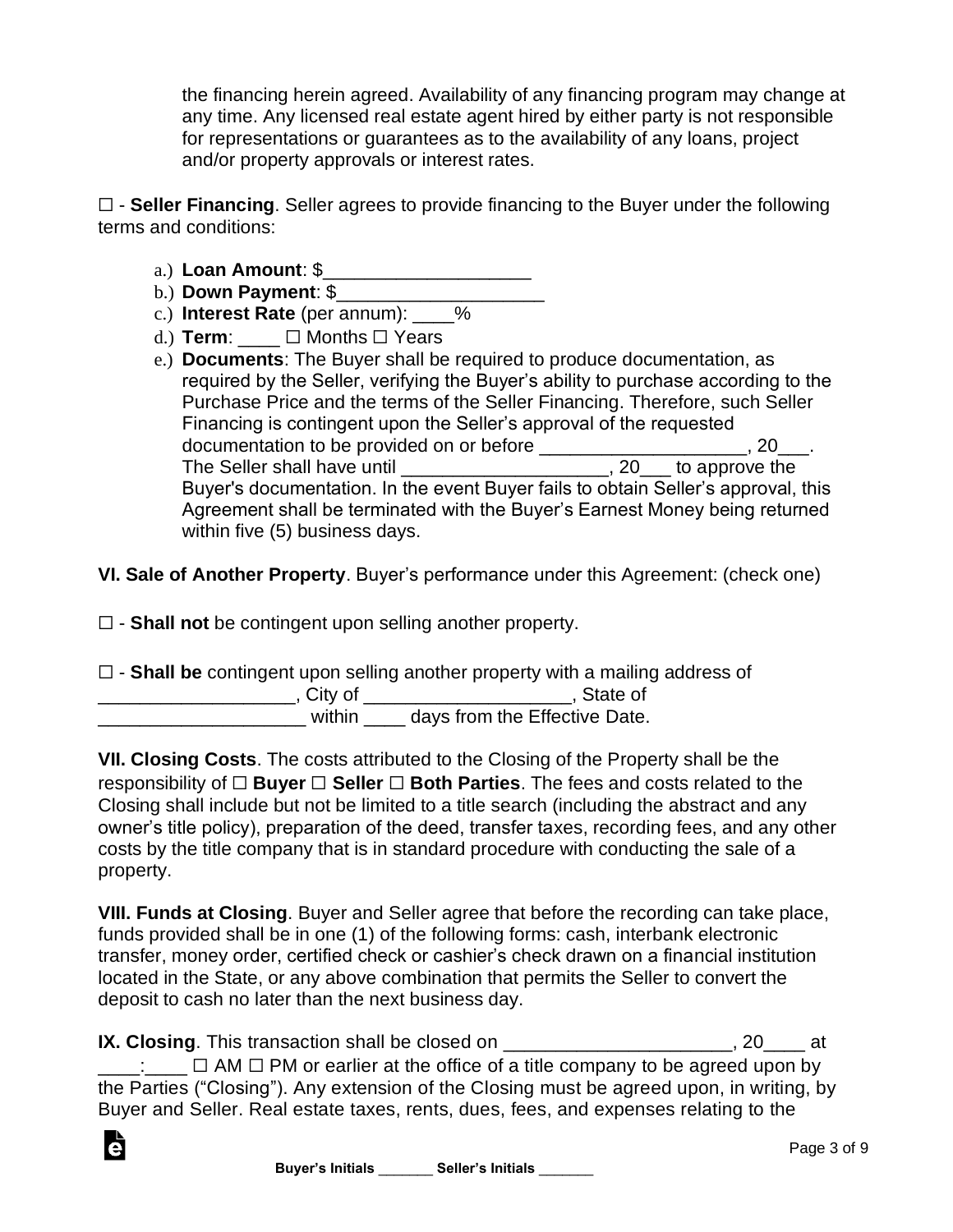the financing herein agreed. Availability of any financing program may change at any time. Any licensed real estate agent hired by either party is not responsible for representations or guarantees as to the availability of any loans, project and/or property approvals or interest rates.

☐ - **Seller Financing**. Seller agrees to provide financing to the Buyer under the following terms and conditions:

a.) **Loan Amount**: $____________________
b.) **Down Payment**: $____________________
c.) **Interest Rate** (per annum): ____%
d.) **Term**: ____ ☐ Months ☐ Years
e.) **Documents**: The Buyer shall be required to produce documentation, as required by the Seller, verifying the Buyer's ability to purchase according to the Purchase Price and the terms of the Seller Financing. Therefore, such Seller Financing is contingent upon the Seller's approval of the requested documentation to be provided on or before ____________________, 20___. The Seller shall have until ____________________, 20___ to approve the Buyer's documentation. In the event Buyer fails to obtain Seller's approval, this Agreement shall be terminated with the Buyer's Earnest Money being returned within five (5) business days.

**VI. Sale of Another Property**. Buyer's performance under this Agreement: (check one)

☐ - **Shall not** be contingent upon selling another property.

☐ - **Shall be** contingent upon selling another property with a mailing address of ___________________, City of ____________________, State of ____________________ within ____ days from the Effective Date.

**VII. Closing Costs**. The costs attributed to the Closing of the Property shall be the responsibility of ☐ **Buyer** ☐ **Seller** ☐ **Both Parties**. The fees and costs related to the Closing shall include but not be limited to a title search (including the abstract and any owner's title policy), preparation of the deed, transfer taxes, recording fees, and any other costs by the title company that is in standard procedure with conducting the sale of a property.

**VIII. Funds at Closing**. Buyer and Seller agree that before the recording can take place, funds provided shall be in one (1) of the following forms: cash, interbank electronic transfer, money order, certified check or cashier's check drawn on a financial institution located in the State, or any above combination that permits the Seller to convert the deposit to cash no later than the next business day.

**IX. Closing**. This transaction shall be closed on ______________________, 20____ at ____:____ ☐ AM ☐ PM or earlier at the office of a title company to be agreed upon by the Parties ("Closing"). Any extension of the Closing must be agreed upon, in writing, by Buyer and Seller. Real estate taxes, rents, dues, fees, and expenses relating to the

Buyer's Initials _______ Seller's Initials _______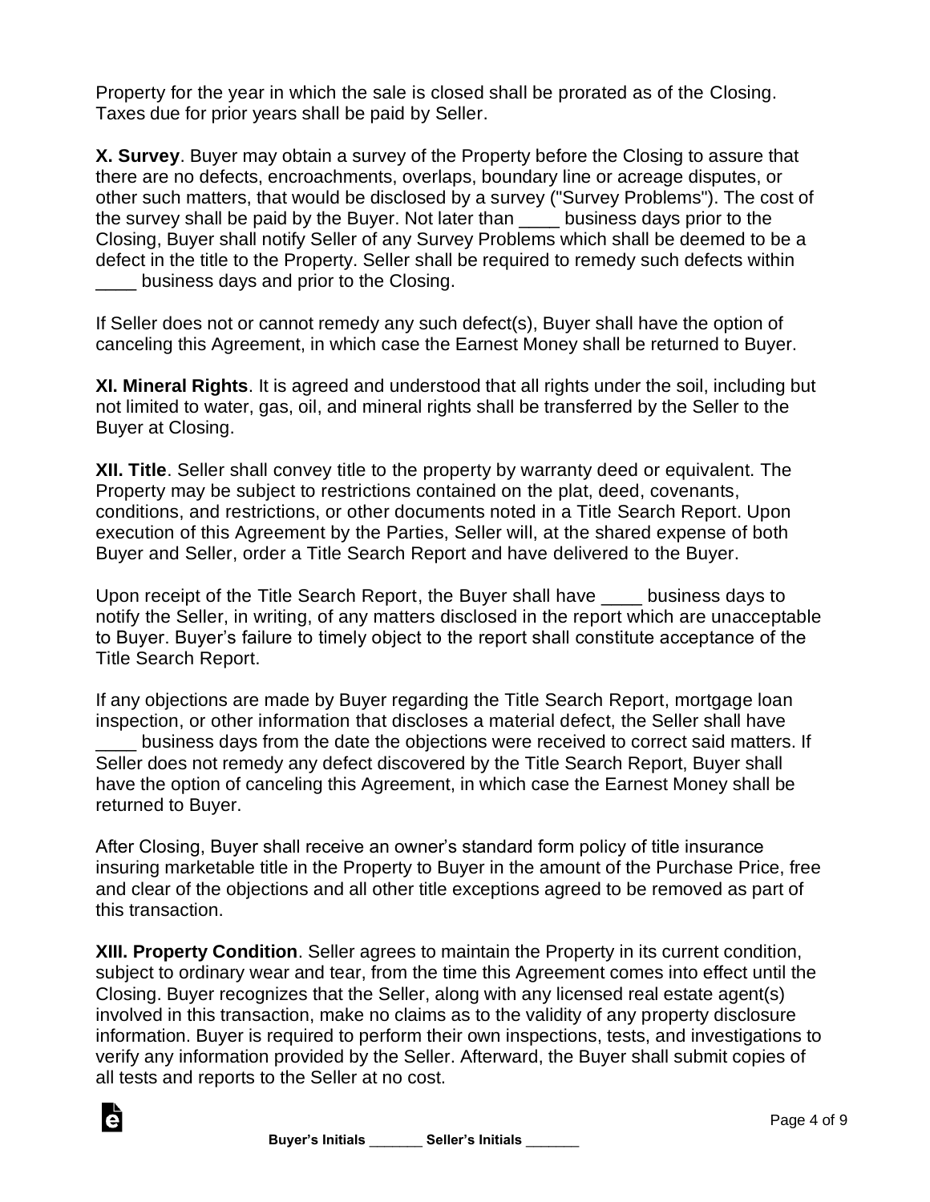Property for the year in which the sale is closed shall be prorated as of the Closing. Taxes due for prior years shall be paid by Seller.

**X. Survey**. Buyer may obtain a survey of the Property before the Closing to assure that there are no defects, encroachments, overlaps, boundary line or acreage disputes, or other such matters, that would be disclosed by a survey ("Survey Problems"). The cost of the survey shall be paid by the Buyer. Not later than ____ business days prior to the Closing, Buyer shall notify Seller of any Survey Problems which shall be deemed to be a defect in the title to the Property. Seller shall be required to remedy such defects within ____ business days and prior to the Closing.

If Seller does not or cannot remedy any such defect(s), Buyer shall have the option of canceling this Agreement, in which case the Earnest Money shall be returned to Buyer.

**XI. Mineral Rights**. It is agreed and understood that all rights under the soil, including but not limited to water, gas, oil, and mineral rights shall be transferred by the Seller to the Buyer at Closing.

**XII. Title**. Seller shall convey title to the property by warranty deed or equivalent. The Property may be subject to restrictions contained on the plat, deed, covenants, conditions, and restrictions, or other documents noted in a Title Search Report. Upon execution of this Agreement by the Parties, Seller will, at the shared expense of both Buyer and Seller, order a Title Search Report and have delivered to the Buyer.

Upon receipt of the Title Search Report, the Buyer shall have ____ business days to notify the Seller, in writing, of any matters disclosed in the report which are unacceptable to Buyer. Buyer's failure to timely object to the report shall constitute acceptance of the Title Search Report.

If any objections are made by Buyer regarding the Title Search Report, mortgage loan inspection, or other information that discloses a material defect, the Seller shall have ____ business days from the date the objections were received to correct said matters. If Seller does not remedy any defect discovered by the Title Search Report, Buyer shall have the option of canceling this Agreement, in which case the Earnest Money shall be returned to Buyer.

After Closing, Buyer shall receive an owner's standard form policy of title insurance insuring marketable title in the Property to Buyer in the amount of the Purchase Price, free and clear of the objections and all other title exceptions agreed to be removed as part of this transaction.

**XIII. Property Condition**. Seller agrees to maintain the Property in its current condition, subject to ordinary wear and tear, from the time this Agreement comes into effect until the Closing. Buyer recognizes that the Seller, along with any licensed real estate agent(s) involved in this transaction, make no claims as to the validity of any property disclosure information. Buyer is required to perform their own inspections, tests, and investigations to verify any information provided by the Seller. Afterward, the Buyer shall submit copies of all tests and reports to the Seller at no cost.

**Buyer's Initials** _______ **Seller's Initials** _______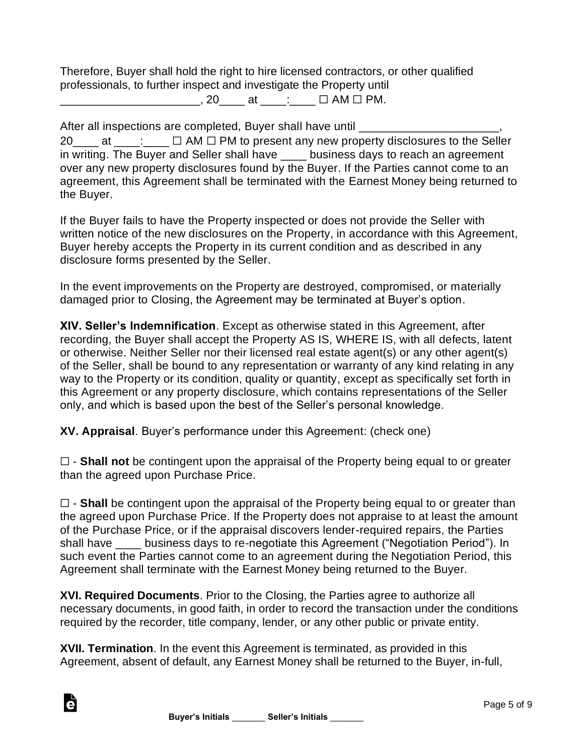Therefore, Buyer shall hold the right to hire licensed contractors, or other qualified professionals, to further inspect and investigate the Property until _____________________, 20____ at ____:____ ☐ AM ☐ PM.

After all inspections are completed, Buyer shall have until _____________________, 20____ at ____:____ ☐ AM ☐ PM to present any new property disclosures to the Seller in writing. The Buyer and Seller shall have ____ business days to reach an agreement over any new property disclosures found by the Buyer. If the Parties cannot come to an agreement, this Agreement shall be terminated with the Earnest Money being returned to the Buyer.

If the Buyer fails to have the Property inspected or does not provide the Seller with written notice of the new disclosures on the Property, in accordance with this Agreement, Buyer hereby accepts the Property in its current condition and as described in any disclosure forms presented by the Seller.

In the event improvements on the Property are destroyed, compromised, or materially damaged prior to Closing, the Agreement may be terminated at Buyer's option.

**XIV. Seller's Indemnification**. Except as otherwise stated in this Agreement, after recording, the Buyer shall accept the Property AS IS, WHERE IS, with all defects, latent or otherwise. Neither Seller nor their licensed real estate agent(s) or any other agent(s) of the Seller, shall be bound to any representation or warranty of any kind relating in any way to the Property or its condition, quality or quantity, except as specifically set forth in this Agreement or any property disclosure, which contains representations of the Seller only, and which is based upon the best of the Seller's personal knowledge.

**XV. Appraisal**. Buyer's performance under this Agreement: (check one)

☐ - **Shall not** be contingent upon the appraisal of the Property being equal to or greater than the agreed upon Purchase Price.

☐ - **Shall** be contingent upon the appraisal of the Property being equal to or greater than the agreed upon Purchase Price. If the Property does not appraise to at least the amount of the Purchase Price, or if the appraisal discovers lender-required repairs, the Parties shall have ____ business days to re-negotiate this Agreement ("Negotiation Period"). In such event the Parties cannot come to an agreement during the Negotiation Period, this Agreement shall terminate with the Earnest Money being returned to the Buyer.

**XVI. Required Documents**. Prior to the Closing, the Parties agree to authorize all necessary documents, in good faith, in order to record the transaction under the conditions required by the recorder, title company, lender, or any other public or private entity.

**XVII. Termination**. In the event this Agreement is terminated, as provided in this Agreement, absent of default, any Earnest Money shall be returned to the Buyer, in-full,

Buyer's Initials _______ Seller's Initials _______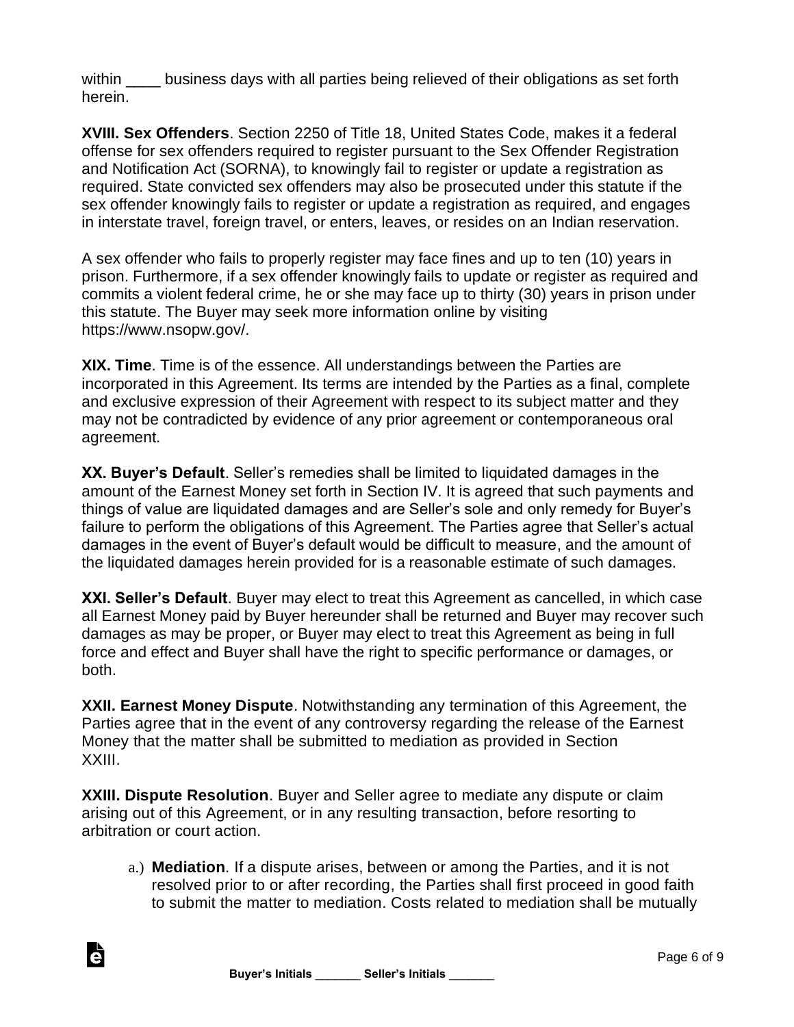within ____ business days with all parties being relieved of their obligations as set forth herein.

**XVIII. Sex Offenders**. Section 2250 of Title 18, United States Code, makes it a federal offense for sex offenders required to register pursuant to the Sex Offender Registration and Notification Act (SORNA), to knowingly fail to register or update a registration as required. State convicted sex offenders may also be prosecuted under this statute if the sex offender knowingly fails to register or update a registration as required, and engages in interstate travel, foreign travel, or enters, leaves, or resides on an Indian reservation.

A sex offender who fails to properly register may face fines and up to ten (10) years in prison. Furthermore, if a sex offender knowingly fails to update or register as required and commits a violent federal crime, he or she may face up to thirty (30) years in prison under this statute. The Buyer may seek more information online by visiting https://www.nsopw.gov/.

**XIX. Time**. Time is of the essence. All understandings between the Parties are incorporated in this Agreement. Its terms are intended by the Parties as a final, complete and exclusive expression of their Agreement with respect to its subject matter and they may not be contradicted by evidence of any prior agreement or contemporaneous oral agreement.

**XX. Buyer's Default**. Seller's remedies shall be limited to liquidated damages in the amount of the Earnest Money set forth in Section IV. It is agreed that such payments and things of value are liquidated damages and are Seller's sole and only remedy for Buyer's failure to perform the obligations of this Agreement. The Parties agree that Seller's actual damages in the event of Buyer's default would be difficult to measure, and the amount of the liquidated damages herein provided for is a reasonable estimate of such damages.

**XXI. Seller's Default**. Buyer may elect to treat this Agreement as cancelled, in which case all Earnest Money paid by Buyer hereunder shall be returned and Buyer may recover such damages as may be proper, or Buyer may elect to treat this Agreement as being in full force and effect and Buyer shall have the right to specific performance or damages, or both.

**XXII. Earnest Money Dispute**. Notwithstanding any termination of this Agreement, the Parties agree that in the event of any controversy regarding the release of the Earnest Money that the matter shall be submitted to mediation as provided in Section XXIII.

**XXIII. Dispute Resolution**. Buyer and Seller agree to mediate any dispute or claim arising out of this Agreement, or in any resulting transaction, before resorting to arbitration or court action.

a.) **Mediation**. If a dispute arises, between or among the Parties, and it is not resolved prior to or after recording, the Parties shall first proceed in good faith to submit the matter to mediation. Costs related to mediation shall be mutually

Buyer's Initials _______ Seller's Initials _______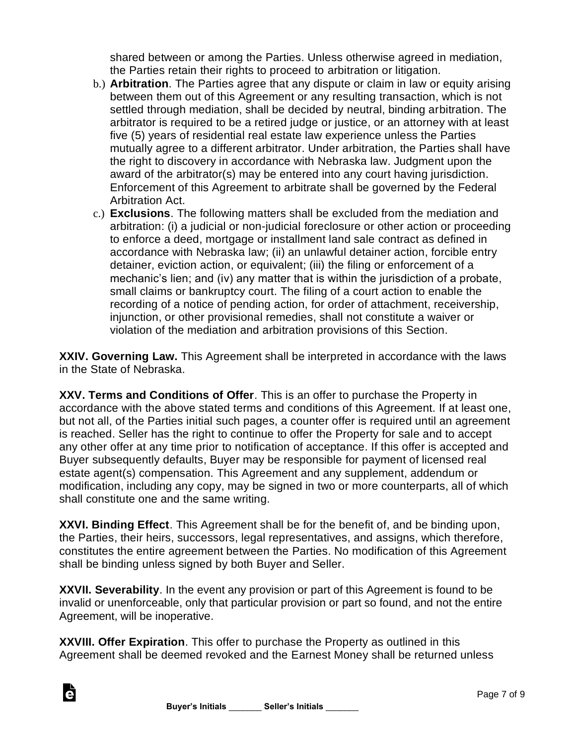shared between or among the Parties. Unless otherwise agreed in mediation, the Parties retain their rights to proceed to arbitration or litigation.

b.) **Arbitration**. The Parties agree that any dispute or claim in law or equity arising between them out of this Agreement or any resulting transaction, which is not settled through mediation, shall be decided by neutral, binding arbitration. The arbitrator is required to be a retired judge or justice, or an attorney with at least five (5) years of residential real estate law experience unless the Parties mutually agree to a different arbitrator. Under arbitration, the Parties shall have the right to discovery in accordance with Nebraska law. Judgment upon the award of the arbitrator(s) may be entered into any court having jurisdiction. Enforcement of this Agreement to arbitrate shall be governed by the Federal Arbitration Act.

c.) **Exclusions**. The following matters shall be excluded from the mediation and arbitration: (i) a judicial or non-judicial foreclosure or other action or proceeding to enforce a deed, mortgage or installment land sale contract as defined in accordance with Nebraska law; (ii) an unlawful detainer action, forcible entry detainer, eviction action, or equivalent; (iii) the filing or enforcement of a mechanic's lien; and (iv) any matter that is within the jurisdiction of a probate, small claims or bankruptcy court. The filing of a court action to enable the recording of a notice of pending action, for order of attachment, receivership, injunction, or other provisional remedies, shall not constitute a waiver or violation of the mediation and arbitration provisions of this Section.

**XXIV. Governing Law.** This Agreement shall be interpreted in accordance with the laws in the State of Nebraska.

**XXV. Terms and Conditions of Offer**. This is an offer to purchase the Property in accordance with the above stated terms and conditions of this Agreement. If at least one, but not all, of the Parties initial such pages, a counter offer is required until an agreement is reached. Seller has the right to continue to offer the Property for sale and to accept any other offer at any time prior to notification of acceptance. If this offer is accepted and Buyer subsequently defaults, Buyer may be responsible for payment of licensed real estate agent(s) compensation. This Agreement and any supplement, addendum or modification, including any copy, may be signed in two or more counterparts, all of which shall constitute one and the same writing.

**XXVI. Binding Effect**. This Agreement shall be for the benefit of, and be binding upon, the Parties, their heirs, successors, legal representatives, and assigns, which therefore, constitutes the entire agreement between the Parties. No modification of this Agreement shall be binding unless signed by both Buyer and Seller.

**XXVII. Severability**. In the event any provision or part of this Agreement is found to be invalid or unenforceable, only that particular provision or part so found, and not the entire Agreement, will be inoperative.

**XXVIII. Offer Expiration**. This offer to purchase the Property as outlined in this Agreement shall be deemed revoked and the Earnest Money shall be returned unless

**Buyer's Initials** _______ **Seller's Initials** _______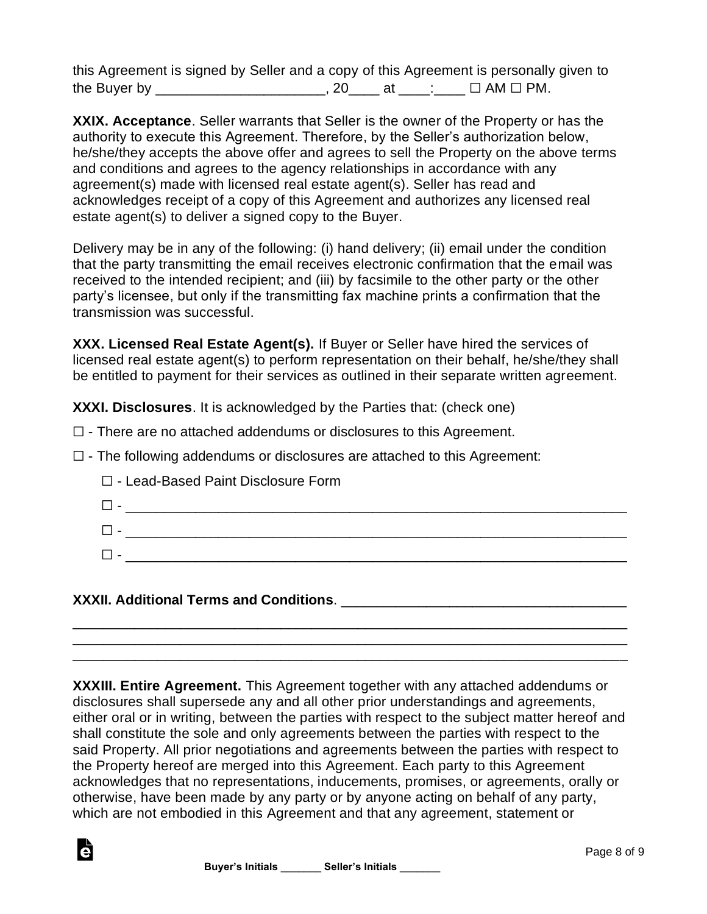this Agreement is signed by Seller and a copy of this Agreement is personally given to the Buyer by ______________________, 20____ at ____:____ ☐ AM ☐ PM.

**XXIX. Acceptance**. Seller warrants that Seller is the owner of the Property or has the authority to execute this Agreement. Therefore, by the Seller's authorization below, he/she/they accepts the above offer and agrees to sell the Property on the above terms and conditions and agrees to the agency relationships in accordance with any agreement(s) made with licensed real estate agent(s). Seller has read and acknowledges receipt of a copy of this Agreement and authorizes any licensed real estate agent(s) to deliver a signed copy to the Buyer.

Delivery may be in any of the following: (i) hand delivery; (ii) email under the condition that the party transmitting the email receives electronic confirmation that the email was received to the intended recipient; and (iii) by facsimile to the other party or the other party's licensee, but only if the transmitting fax machine prints a confirmation that the transmission was successful.

**XXX. Licensed Real Estate Agent(s).** If Buyer or Seller have hired the services of licensed real estate agent(s) to perform representation on their behalf, he/she/they shall be entitled to payment for their services as outlined in their separate written agreement.

**XXXI. Disclosures**. It is acknowledged by the Parties that: (check one)

☐ - There are no attached addendums or disclosures to this Agreement.

☐ - The following addendums or disclosures are attached to this Agreement:

- ☐ - Lead-Based Paint Disclosure Form
- ☐ - ________________________________________________________________
- ☐ - ________________________________________________________________
- ☐ - ________________________________________________________________

**XXXII. Additional Terms and Conditions**. ____________________________________
__________________________________________________________________________
__________________________________________________________________________
__________________________________________________________________________

**XXXIII. Entire Agreement.** This Agreement together with any attached addendums or disclosures shall supersede any and all other prior understandings and agreements, either oral or in writing, between the parties with respect to the subject matter hereof and shall constitute the sole and only agreements between the parties with respect to the said Property. All prior negotiations and agreements between the parties with respect to the Property hereof are merged into this Agreement. Each party to this Agreement acknowledges that no representations, inducements, promises, or agreements, orally or otherwise, have been made by any party or by anyone acting on behalf of any party, which are not embodied in this Agreement and that any agreement, statement or

Buyer's Initials _______ Seller's Initials _______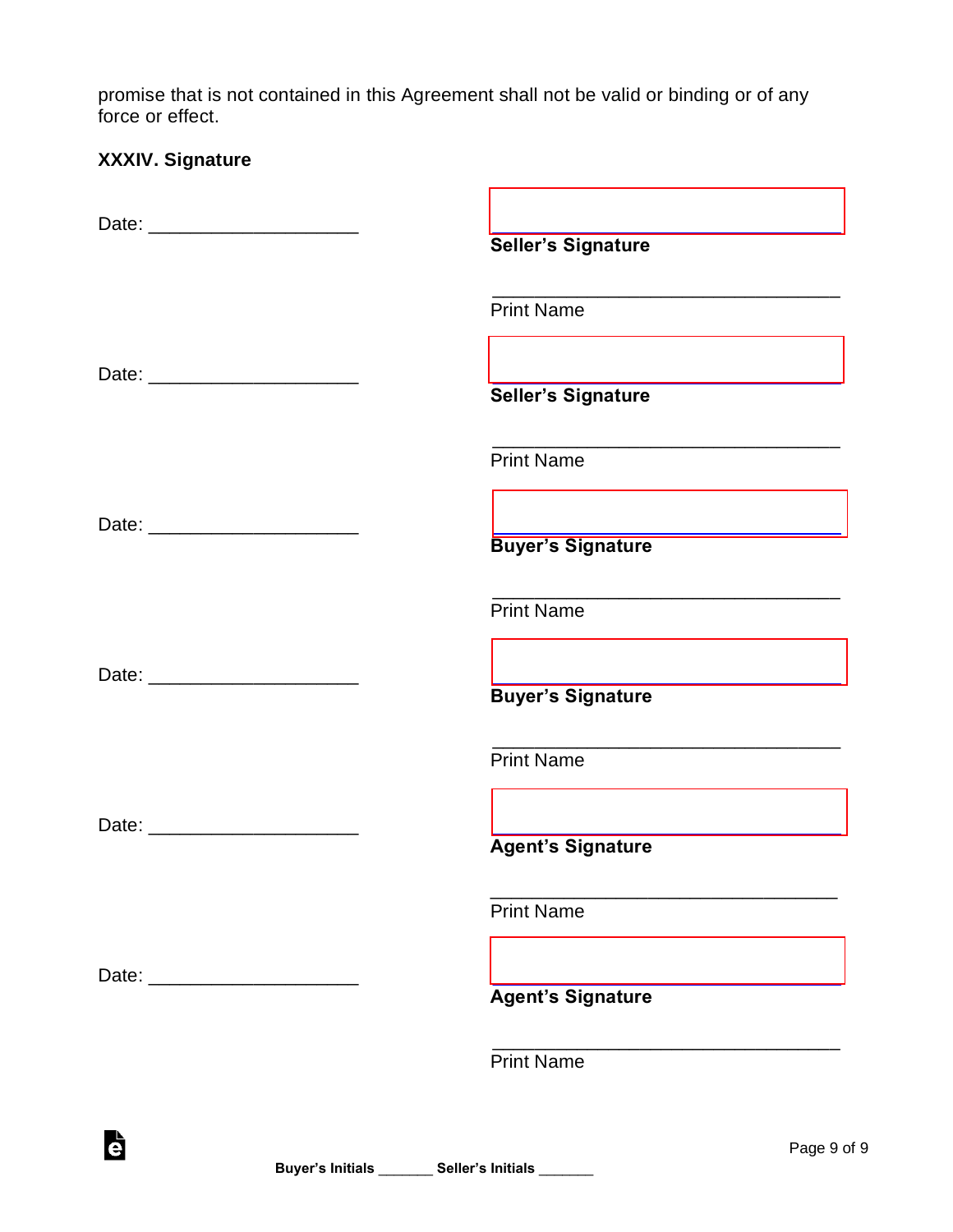promise that is not contained in this Agreement shall not be valid or binding or of any force or effect.

**XXXIV. Signature**

Date: ____________________

**Seller's Signature**

_________________________________
Print Name

Date: ____________________

**Seller's Signature**

_________________________________
Print Name

Date: ____________________

**Buyer's Signature**

_________________________________
Print Name

Date: ____________________

**Buyer's Signature**

_________________________________
Print Name

Date: ____________________

**Agent's Signature**

_________________________________
Print Name

Date: ____________________

**Agent's Signature**

_________________________________
Print Name

**Buyer's Initials** _______ **Seller's Initials** _______